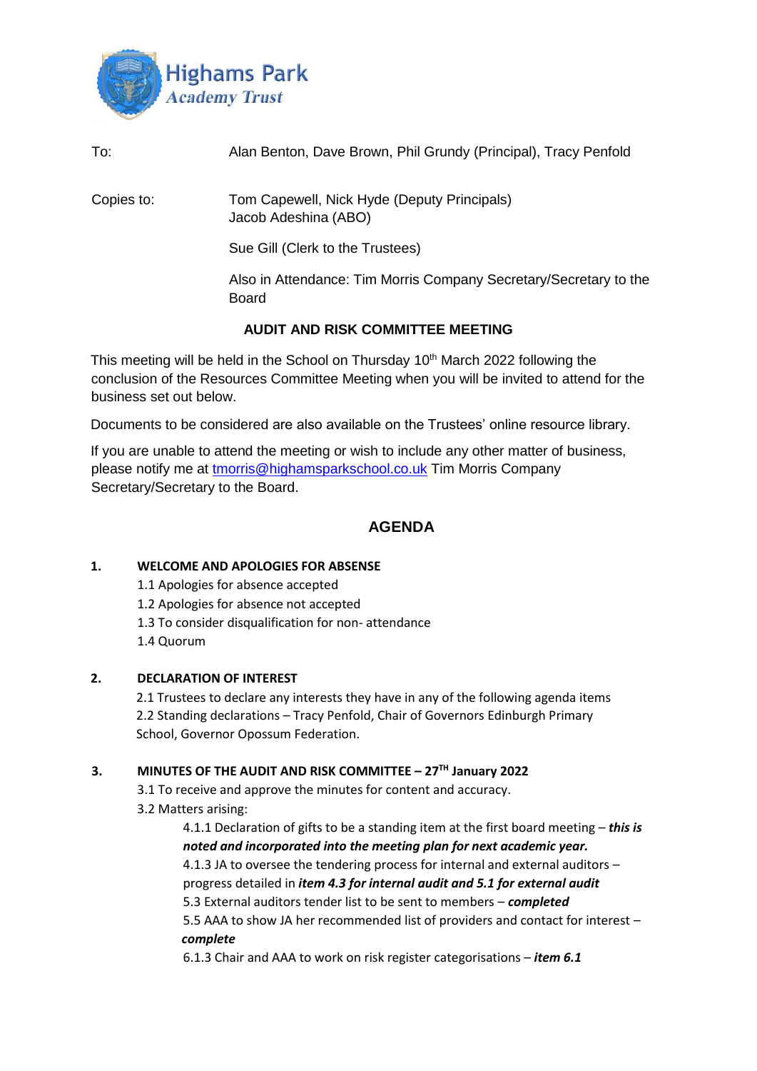To: Alan Benton, Dave Brown, Phil Grundy (Principal), Tracy Penfold

Copies to: Tom Capewell, Nick Hyde (Deputy Principals)
Jacob Adeshina (ABO)

Sue Gill (Clerk to the Trustees)

Also in Attendance: Tim Morris Company Secretary/Secretary to the Board

## AUDIT AND RISK COMMITTEE MEETING

This meeting will be held in the School on Thursday 10th March 2022 following the conclusion of the Resources Committee Meeting when you will be invited to attend for the business set out below.

Documents to be considered are also available on the Trustees' online resource library.

If you are unable to attend the meeting or wish to include any other matter of business, please notify me at tmorris@highamsparkschool.co.uk Tim Morris Company Secretary/Secretary to the Board.

## AGENDA

**1. WELCOME AND APOLOGIES FOR ABSENSE**

1.1 Apologies for absence accepted
1.2 Apologies for absence not accepted
1.3 To consider disqualification for non- attendance
1.4 Quorum

**2. DECLARATION OF INTEREST**

2.1 Trustees to declare any interests they have in any of the following agenda items
2.2 Standing declarations – Tracy Penfold, Chair of Governors Edinburgh Primary School, Governor Opossum Federation.

**3. MINUTES OF THE AUDIT AND RISK COMMITTEE – 27TH January 2022**

3.1 To receive and approve the minutes for content and accuracy.
3.2 Matters arising:

4.1.1 Declaration of gifts to be a standing item at the first board meeting – ***this is noted and incorporated into the meeting plan for next academic year.***
4.1.3 JA to oversee the tendering process for internal and external auditors – progress detailed in ***item 4.3 for internal audit and 5.1 for external audit***
5.3 External auditors tender list to be sent to members – ***completed***
5.5 AAA to show JA her recommended list of providers and contact for interest – ***complete***
6.1.3 Chair and AAA to work on risk register categorisations – ***item 6.1***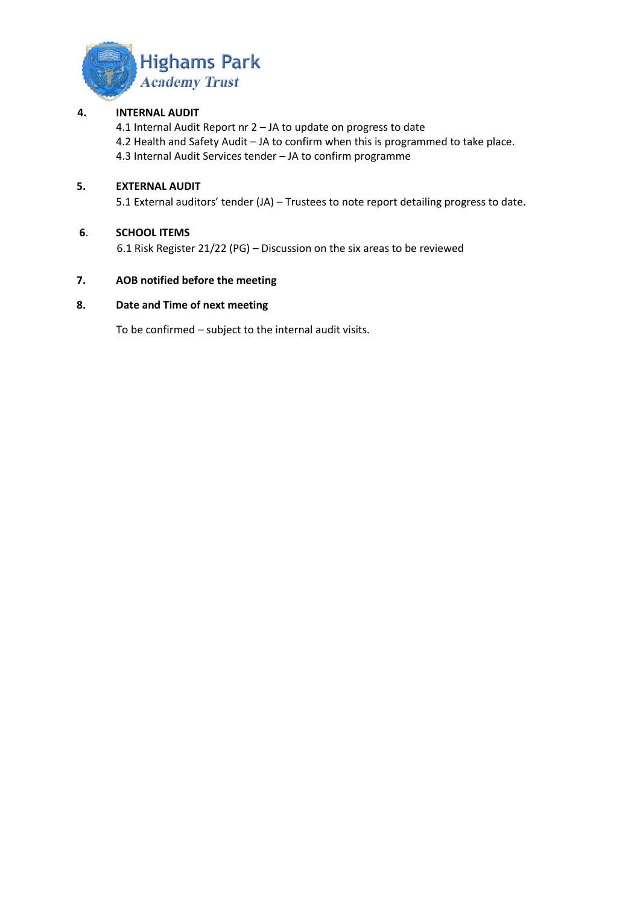**4. INTERNAL AUDIT**

4.1 Internal Audit Report nr 2 – JA to update on progress to date
4.2 Health and Safety Audit – JA to confirm when this is programmed to take place.
4.3 Internal Audit Services tender – JA to confirm programme

**5. EXTERNAL AUDIT**

5.1 External auditors' tender (JA) – Trustees to note report detailing progress to date.

**6. SCHOOL ITEMS**

6.1 Risk Register 21/22 (PG) – Discussion on the six areas to be reviewed

**7. AOB notified before the meeting**

**8. Date and Time of next meeting**

To be confirmed – subject to the internal audit visits.